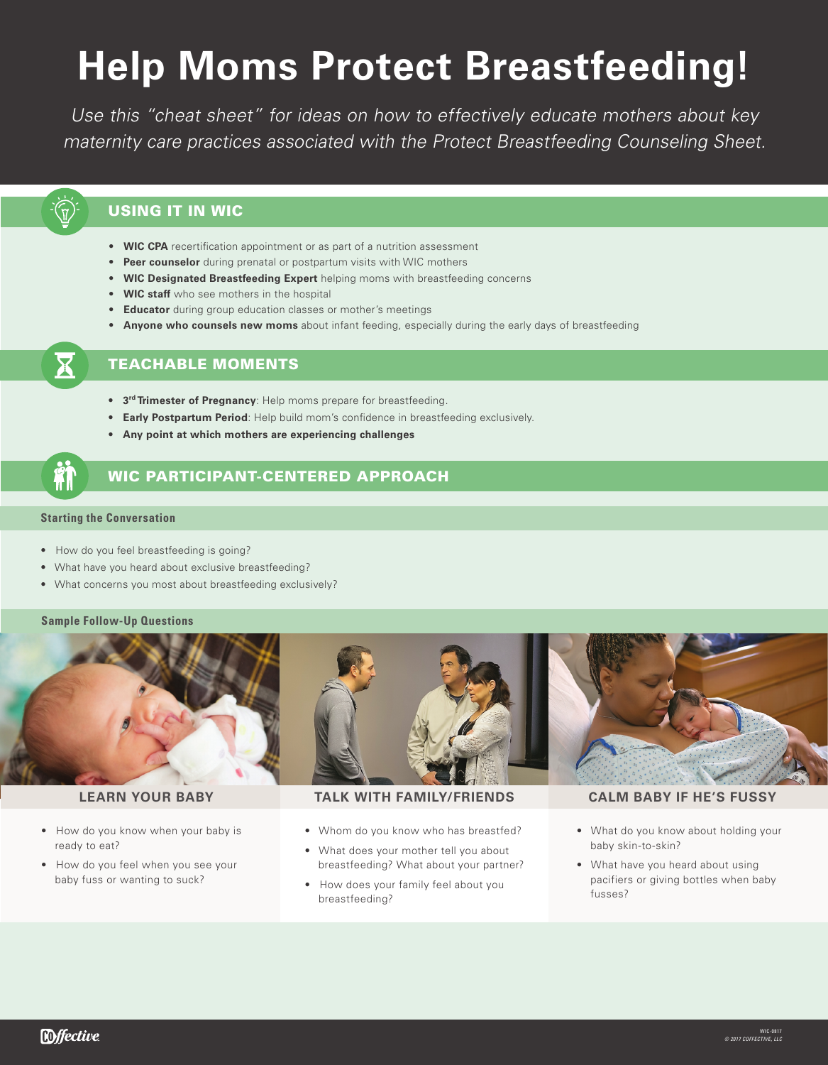# Help Moms Protect Breastfeeding!

*Use this "cheat sheet" for ideas on how to effectively educate mothers about key maternity care practices associated with the Protect Breastfeeding Counseling Sheet.*

## USING IT IN WIC

- **WIC CPA** recertification appointment or as part of a nutrition assessment
- **Peer counselor** during prenatal or postpartum visits with WIC mothers
- **WIC Designated Breastfeeding Expert** helping moms with breastfeeding concerns
- **WIC staff** who see mothers in the hospital
- **Educator** during group education classes or mother's meetings
- **Anyone who counsels new moms** about infant feeding, especially during the early days of breastfeeding

## TEACHABLE MOMENTS

- **3rd Trimester of Pregnancy**: Help moms prepare for breastfeeding.
- **Early Postpartum Period**: Help build mom's confidence in breastfeeding exclusively.
- **Any point at which mothers are experiencing challenges**

## WIC PARTICIPANT-CENTERED APPROACH

### Starting the Conversation

- How do you feel breastfeeding is going?
- What have you heard about exclusive breastfeeding?
- What concerns you most about breastfeeding exclusively?

### Sample Follow-Up Questions

#### LEARN YOUR BABY

- How do you know when your baby is ready to eat?
- How do you feel when you see your baby fuss or wanting to suck?

#### TALK WITH FAMILY/FRIENDS

- Whom do you know who has breastfed?
- What does your mother tell you about breastfeeding? What about your partner?
- How does your family feel about you breastfeeding?

#### CALM BABY IF HE'S FUSSY

- What do you know about holding your baby skin-to-skin?
- What have you heard about using pacifiers or giving bottles when baby fusses?

Coffective

WIC-0817
© 2017 COFFECTIVE, LLC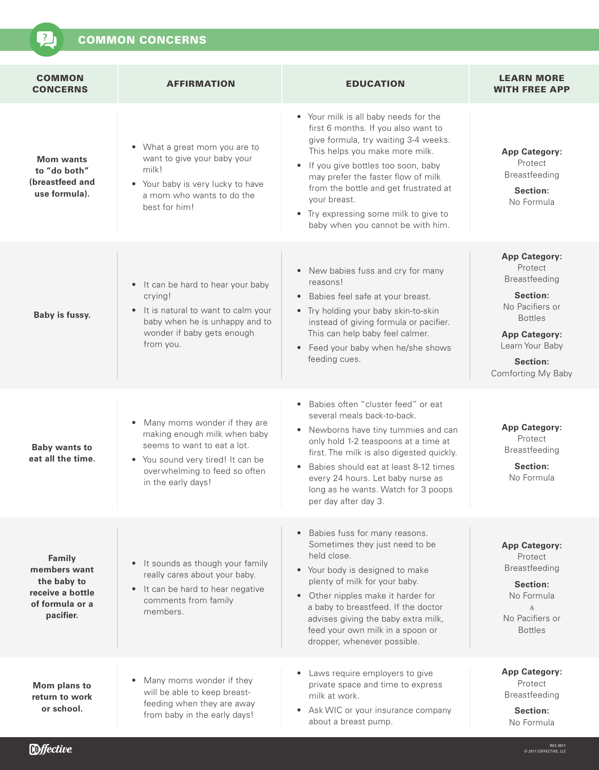## COMMON CONCERNS

| COMMON CONCERNS | AFFIRMATION | EDUCATION | LEARN MORE WITH FREE APP |
|---|---|---|---|
| **Mom wants to "do both" (breastfeed and use formula).** | • What a great mom you are to want to give your baby your milk!<br>• Your baby is very lucky to have a mom who wants to do the best for him! | • Your milk is all baby needs for the first 6 months. If you also want to give formula, try waiting 3-4 weeks. This helps you make more milk.<br>• If you give bottles too soon, baby may prefer the faster flow of milk from the bottle and get frustrated at your breast.<br>• Try expressing some milk to give to baby when you cannot be with him. | **App Category:** Protect Breastfeeding<br>**Section:** No Formula |
| **Baby is fussy.** | • It can be hard to hear your baby crying!<br>• It is natural to want to calm your baby when he is unhappy and to wonder if baby gets enough from you. | • New babies fuss and cry for many reasons!<br>• Babies feel safe at your breast.<br>• Try holding your baby skin-to-skin instead of giving formula or pacifier. This can help baby feel calmer.<br>• Feed your baby when he/she shows feeding cues. | **App Category:** Protect Breastfeeding<br>**Section:** No Pacifiers or Bottles<br>**App Category:** Learn Your Baby<br>**Section:** Comforting My Baby |
| **Baby wants to eat all the time.** | • Many moms wonder if they are making enough milk when baby seems to want to eat a lot.<br>• You sound very tired! It can be overwhelming to feed so often in the early days! | • Babies often "cluster feed" or eat several meals back-to-back.<br>• Newborns have tiny tummies and can only hold 1-2 teaspoons at a time at first. The milk is also digested quickly.<br>• Babies should eat at least 8-12 times every 24 hours. Let baby nurse as long as he wants. Watch for 3 poops per day after day 3. | **App Category:** Protect Breastfeeding<br>**Section:** No Formula |
| **Family members want the baby to receive a bottle of formula or a pacifier.** | • It sounds as though your family really cares about your baby.<br>• It can be hard to hear negative comments from family members. | • Babies fuss for many reasons. Sometimes they just need to be held close.<br>• Your body is designed to make plenty of milk for your baby.<br>• Other nipples make it harder for a baby to breastfeed. If the doctor advises giving the baby extra milk, feed your own milk in a spoon or dropper, whenever possible. | **App Category:** Protect Breastfeeding<br>**Section:** No Formula & No Pacifiers or Bottles |
| **Mom plans to return to work or school.** | • Many moms wonder if they will be able to keep breast-feeding when they are away from baby in the early days! | • Laws require employers to give private space and time to express milk at work.<br>• Ask WIC or your insurance company about a breast pump. | **App Category:** Protect Breastfeeding<br>**Section:** No Formula |

Coffective

WIC-0817
© 2017 COFFECTIVE, LLC